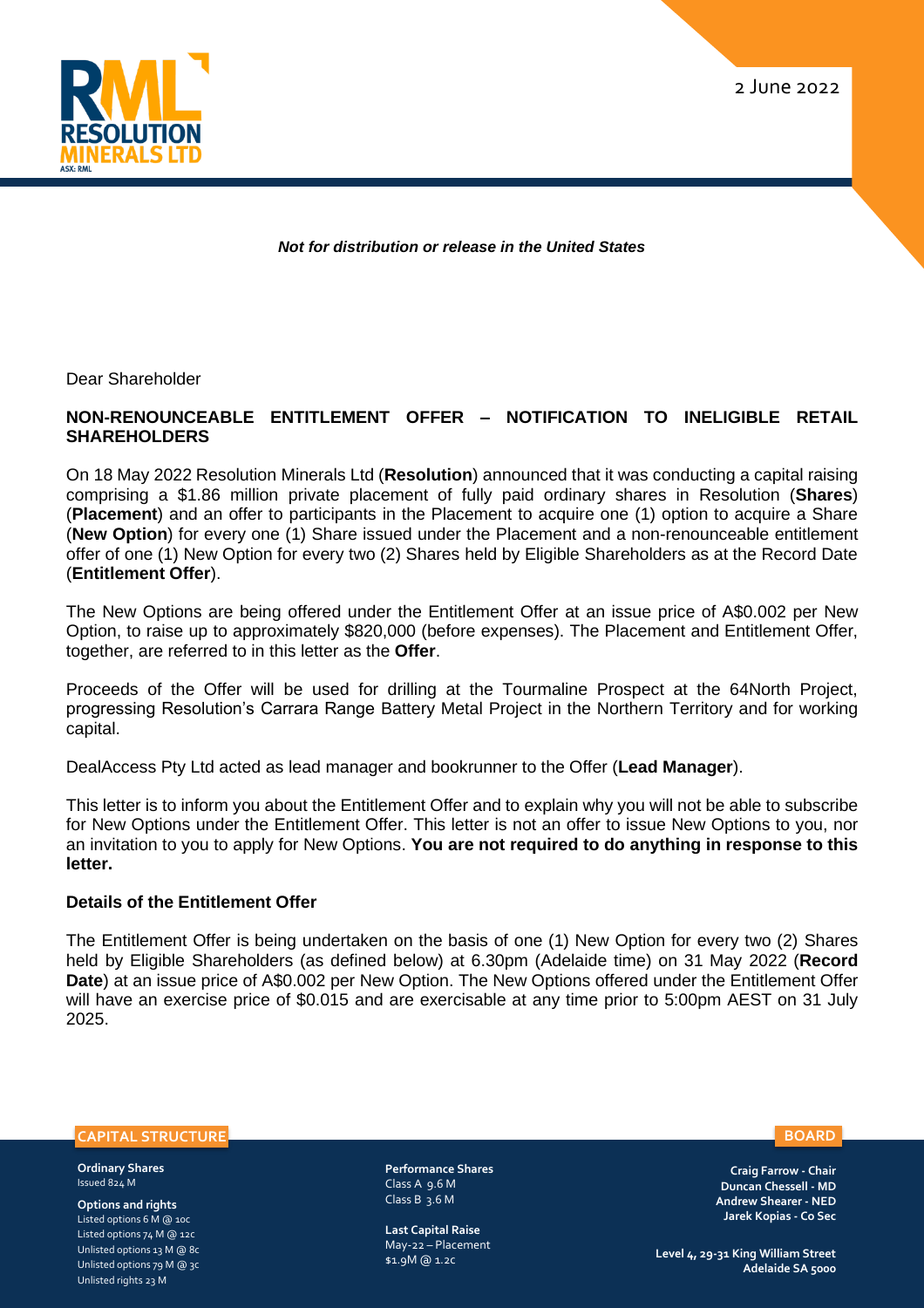2 June 2022

***Not for distribution or release in the United States***

Dear Shareholder

**NON-RENOUNCEABLE ENTITLEMENT OFFER – NOTIFICATION TO INELIGIBLE RETAIL SHAREHOLDERS**

On 18 May 2022 Resolution Minerals Ltd (**Resolution**) announced that it was conducting a capital raising comprising a $1.86 million private placement of fully paid ordinary shares in Resolution (**Shares**) (**Placement**) and an offer to participants in the Placement to acquire one (1) option to acquire a Share (**New Option**) for every one (1) Share issued under the Placement and a non-renounceable entitlement offer of one (1) New Option for every two (2) Shares held by Eligible Shareholders as at the Record Date (**Entitlement Offer**).

The New Options are being offered under the Entitlement Offer at an issue price of A$0.002 per New Option, to raise up to approximately $820,000 (before expenses). The Placement and Entitlement Offer, together, are referred to in this letter as the **Offer**.

Proceeds of the Offer will be used for drilling at the Tourmaline Prospect at the 64North Project, progressing Resolution's Carrara Range Battery Metal Project in the Northern Territory and for working capital.

DealAccess Pty Ltd acted as lead manager and bookrunner to the Offer (**Lead Manager**).

This letter is to inform you about the Entitlement Offer and to explain why you will not be able to subscribe for New Options under the Entitlement Offer. This letter is not an offer to issue New Options to you, nor an invitation to you to apply for New Options. **You are not required to do anything in response to this letter.**

**Details of the Entitlement Offer**

The Entitlement Offer is being undertaken on the basis of one (1) New Option for every two (2) Shares held by Eligible Shareholders (as defined below) at 6.30pm (Adelaide time) on 31 May 2022 (**Record Date**) at an issue price of A$0.002 per New Option. The New Options offered under the Entitlement Offer will have an exercise price of $0.015 and are exercisable at any time prior to 5:00pm AEST on 31 July 2025.

**CAPITAL STRUCTURE**

**Ordinary Shares**
Issued 824 M

**Options and rights**
Listed options 6 M @ 10c
Listed options 74 M @ 12c
Unlisted options 13 M @ 8c
Unlisted options 79 M @ 3c
Unlisted rights 23 M

**Performance Shares**
Class A 9.6 M
Class B 3.6 M

**Last Capital Raise**
May-22 – Placement
$1.9M @ 1.2c

**BOARD**

**Craig Farrow - Chair**
**Duncan Chessell - MD**
**Andrew Shearer - NED**
**Jarek Kopias - Co Sec**

**Level 4, 29-31 King William Street**
**Adelaide SA 5000**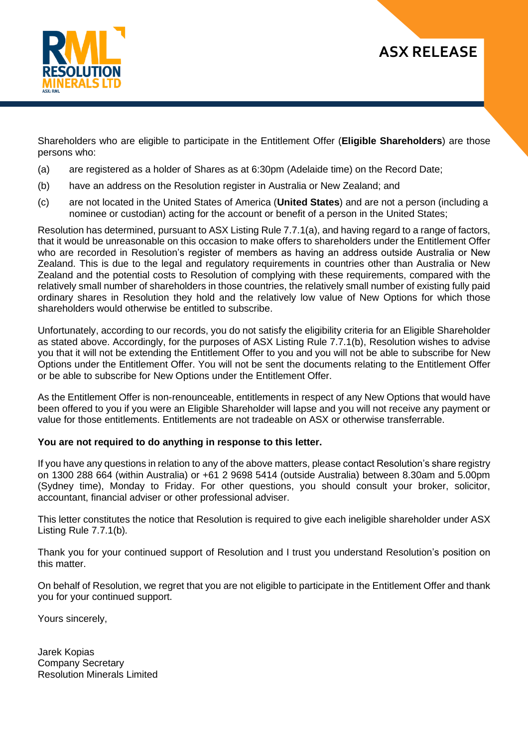Shareholders who are eligible to participate in the Entitlement Offer (**Eligible Shareholders**) are those persons who:

(a) are registered as a holder of Shares as at 6:30pm (Adelaide time) on the Record Date;

(b) have an address on the Resolution register in Australia or New Zealand; and

(c) are not located in the United States of America (**United States**) and are not a person (including a nominee or custodian) acting for the account or benefit of a person in the United States;

Resolution has determined, pursuant to ASX Listing Rule 7.7.1(a), and having regard to a range of factors, that it would be unreasonable on this occasion to make offers to shareholders under the Entitlement Offer who are recorded in Resolution's register of members as having an address outside Australia or New Zealand. This is due to the legal and regulatory requirements in countries other than Australia or New Zealand and the potential costs to Resolution of complying with these requirements, compared with the relatively small number of shareholders in those countries, the relatively small number of existing fully paid ordinary shares in Resolution they hold and the relatively low value of New Options for which those shareholders would otherwise be entitled to subscribe.

Unfortunately, according to our records, you do not satisfy the eligibility criteria for an Eligible Shareholder as stated above. Accordingly, for the purposes of ASX Listing Rule 7.7.1(b), Resolution wishes to advise you that it will not be extending the Entitlement Offer to you and you will not be able to subscribe for New Options under the Entitlement Offer. You will not be sent the documents relating to the Entitlement Offer or be able to subscribe for New Options under the Entitlement Offer.

As the Entitlement Offer is non-renounceable, entitlements in respect of any New Options that would have been offered to you if you were an Eligible Shareholder will lapse and you will not receive any payment or value for those entitlements. Entitlements are not tradeable on ASX or otherwise transferrable.

**You are not required to do anything in response to this letter.**

If you have any questions in relation to any of the above matters, please contact Resolution's share registry on 1300 288 664 (within Australia) or +61 2 9698 5414 (outside Australia) between 8.30am and 5.00pm (Sydney time), Monday to Friday. For other questions, you should consult your broker, solicitor, accountant, financial adviser or other professional adviser.

This letter constitutes the notice that Resolution is required to give each ineligible shareholder under ASX Listing Rule 7.7.1(b).

Thank you for your continued support of Resolution and I trust you understand Resolution's position on this matter.

On behalf of Resolution, we regret that you are not eligible to participate in the Entitlement Offer and thank you for your continued support.

Yours sincerely,

Jarek Kopias
Company Secretary
Resolution Minerals Limited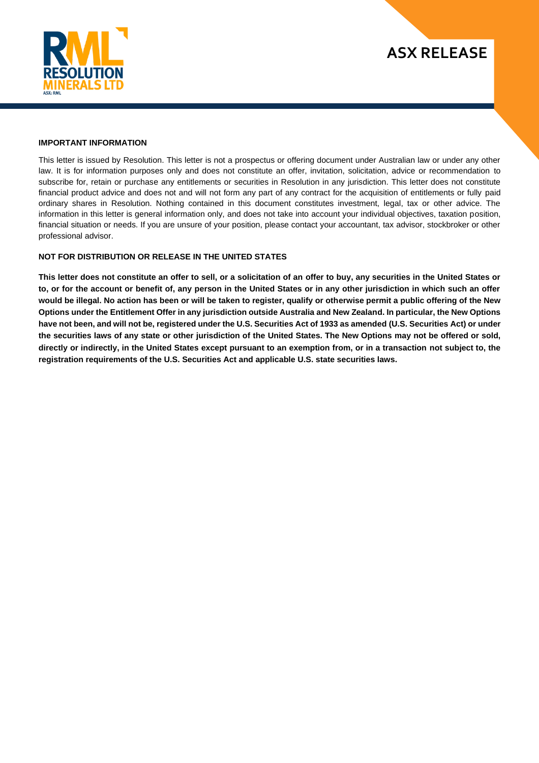**IMPORTANT INFORMATION**

This letter is issued by Resolution. This letter is not a prospectus or offering document under Australian law or under any other law. It is for information purposes only and does not constitute an offer, invitation, solicitation, advice or recommendation to subscribe for, retain or purchase any entitlements or securities in Resolution in any jurisdiction. This letter does not constitute financial product advice and does not and will not form any part of any contract for the acquisition of entitlements or fully paid ordinary shares in Resolution. Nothing contained in this document constitutes investment, legal, tax or other advice. The information in this letter is general information only, and does not take into account your individual objectives, taxation position, financial situation or needs. If you are unsure of your position, please contact your accountant, tax advisor, stockbroker or other professional advisor.

**NOT FOR DISTRIBUTION OR RELEASE IN THE UNITED STATES**

**This letter does not constitute an offer to sell, or a solicitation of an offer to buy, any securities in the United States or to, or for the account or benefit of, any person in the United States or in any other jurisdiction in which such an offer would be illegal. No action has been or will be taken to register, qualify or otherwise permit a public offering of the New Options under the Entitlement Offer in any jurisdiction outside Australia and New Zealand. In particular, the New Options have not been, and will not be, registered under the U.S. Securities Act of 1933 as amended (U.S. Securities Act) or under the securities laws of any state or other jurisdiction of the United States. The New Options may not be offered or sold, directly or indirectly, in the United States except pursuant to an exemption from, or in a transaction not subject to, the registration requirements of the U.S. Securities Act and applicable U.S. state securities laws.**